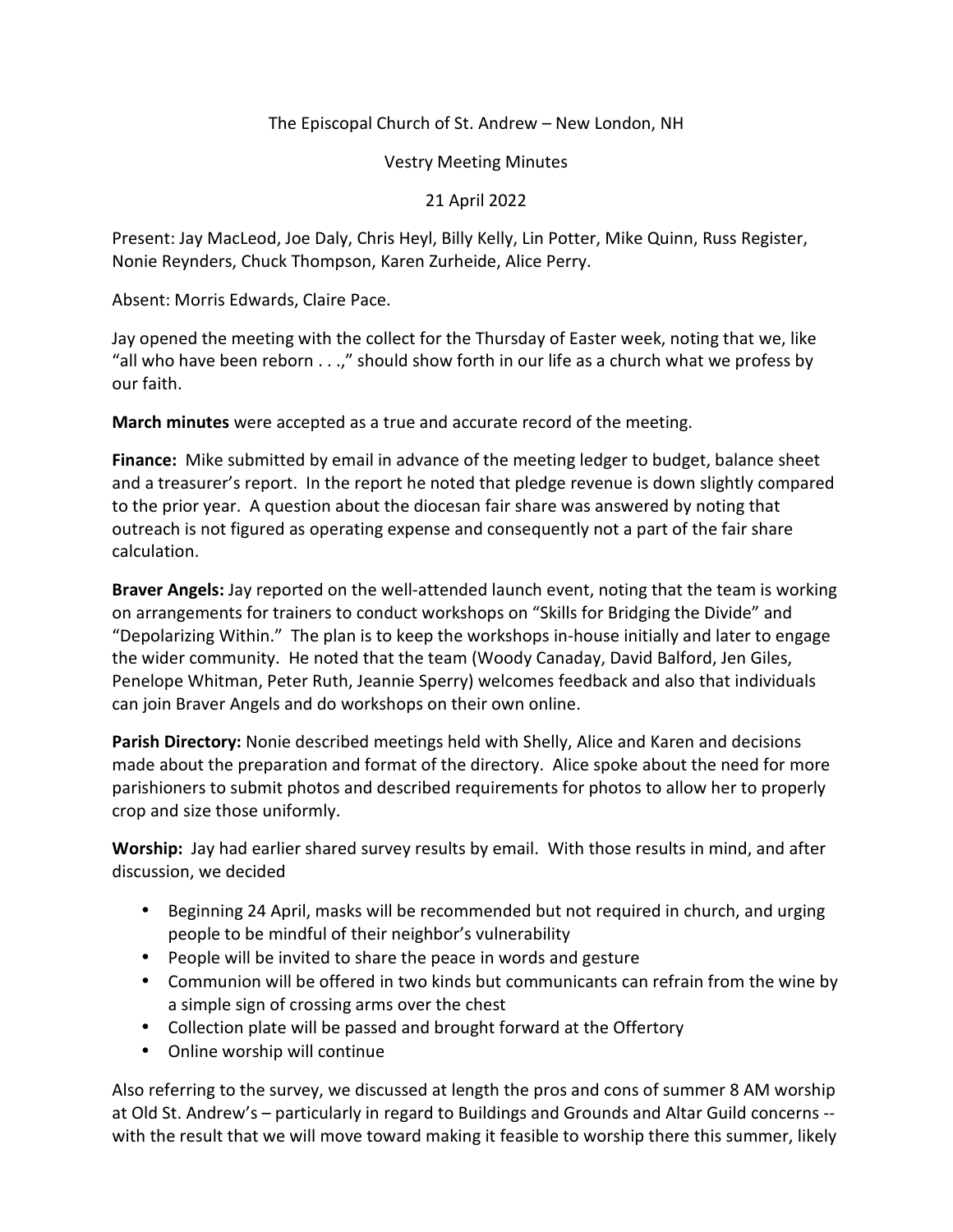The Episcopal Church of St. Andrew – New London, NH

Vestry Meeting Minutes

21 April 2022

Present: Jay MacLeod, Joe Daly, Chris Heyl, Billy Kelly, Lin Potter, Mike Quinn, Russ Register, Nonie Reynders, Chuck Thompson, Karen Zurheide, Alice Perry.

Absent: Morris Edwards, Claire Pace.

Jay opened the meeting with the collect for the Thursday of Easter week, noting that we, like "all who have been reborn . . .," should show forth in our life as a church what we profess by our faith.

**March minutes** were accepted as a true and accurate record of the meeting.

**Finance:** Mike submitted by email in advance of the meeting ledger to budget, balance sheet and a treasurer's report. In the report he noted that pledge revenue is down slightly compared to the prior year. A question about the diocesan fair share was answered by noting that outreach is not figured as operating expense and consequently not a part of the fair share calculation.

**Braver Angels:** Jay reported on the well-attended launch event, noting that the team is working on arrangements for trainers to conduct workshops on "Skills for Bridging the Divide" and "Depolarizing Within." The plan is to keep the workshops in-house initially and later to engage the wider community. He noted that the team (Woody Canaday, David Balford, Jen Giles, Penelope Whitman, Peter Ruth, Jeannie Sperry) welcomes feedback and also that individuals can join Braver Angels and do workshops on their own online.

**Parish Directory:** Nonie described meetings held with Shelly, Alice and Karen and decisions made about the preparation and format of the directory. Alice spoke about the need for more parishioners to submit photos and described requirements for photos to allow her to properly crop and size those uniformly.

**Worship:** Jay had earlier shared survey results by email. With those results in mind, and after discussion, we decided

- Beginning 24 April, masks will be recommended but not required in church, and urging people to be mindful of their neighbor's vulnerability
- People will be invited to share the peace in words and gesture
- Communion will be offered in two kinds but communicants can refrain from the wine by a simple sign of crossing arms over the chest
- Collection plate will be passed and brought forward at the Offertory
- Online worship will continue

Also referring to the survey, we discussed at length the pros and cons of summer 8 AM worship at Old St. Andrew's – particularly in regard to Buildings and Grounds and Altar Guild concerns -- with the result that we will move toward making it feasible to worship there this summer, likely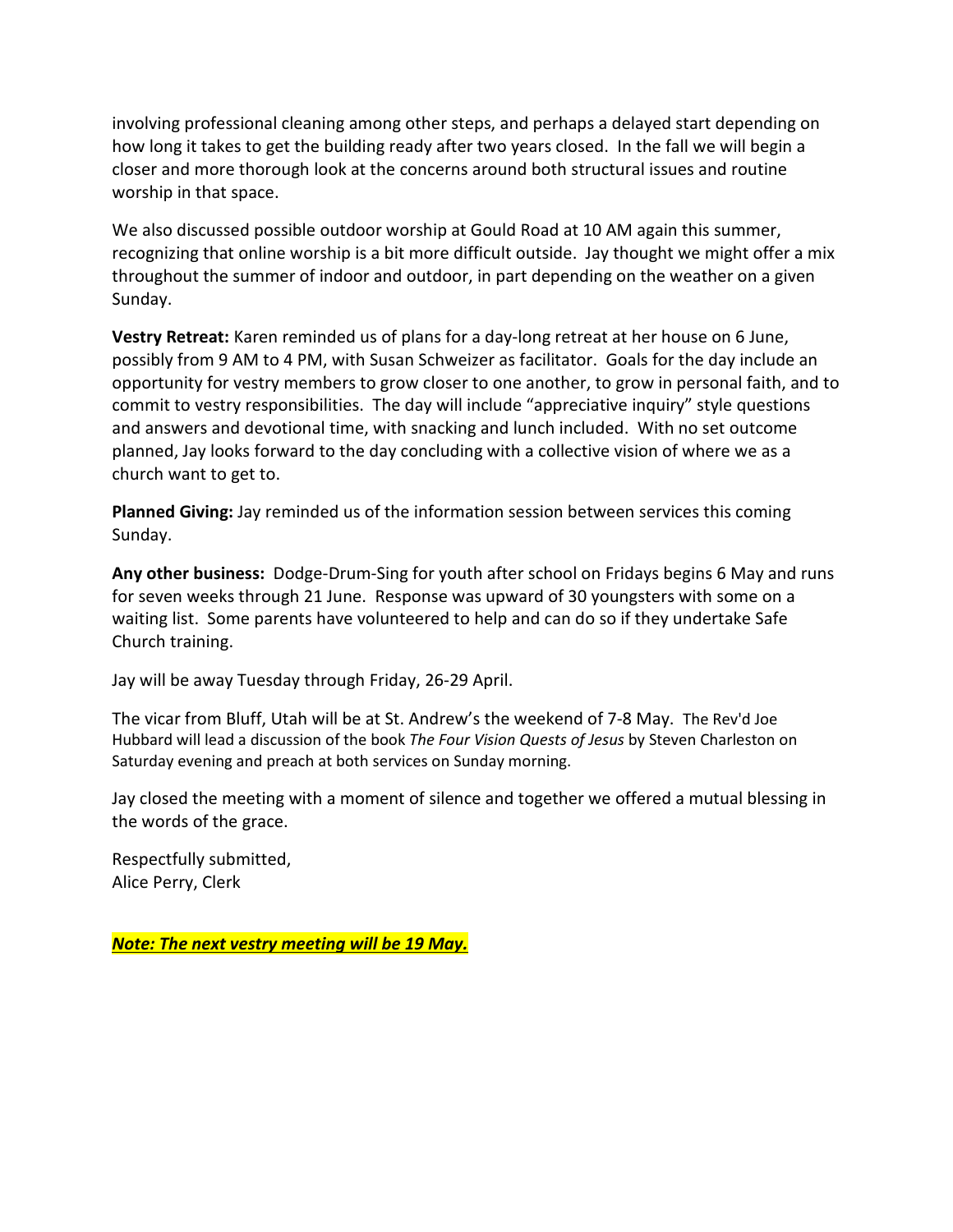involving professional cleaning among other steps, and perhaps a delayed start depending on how long it takes to get the building ready after two years closed. In the fall we will begin a closer and more thorough look at the concerns around both structural issues and routine worship in that space.

We also discussed possible outdoor worship at Gould Road at 10 AM again this summer, recognizing that online worship is a bit more difficult outside. Jay thought we might offer a mix throughout the summer of indoor and outdoor, in part depending on the weather on a given Sunday.

**Vestry Retreat:** Karen reminded us of plans for a day-long retreat at her house on 6 June, possibly from 9 AM to 4 PM, with Susan Schweizer as facilitator. Goals for the day include an opportunity for vestry members to grow closer to one another, to grow in personal faith, and to commit to vestry responsibilities. The day will include "appreciative inquiry" style questions and answers and devotional time, with snacking and lunch included. With no set outcome planned, Jay looks forward to the day concluding with a collective vision of where we as a church want to get to.

**Planned Giving:** Jay reminded us of the information session between services this coming Sunday.

**Any other business:** Dodge-Drum-Sing for youth after school on Fridays begins 6 May and runs for seven weeks through 21 June. Response was upward of 30 youngsters with some on a waiting list. Some parents have volunteered to help and can do so if they undertake Safe Church training.

Jay will be away Tuesday through Friday, 26-29 April.

The vicar from Bluff, Utah will be at St. Andrew's the weekend of 7-8 May. The Rev'd Joe Hubbard will lead a discussion of the book *The Four Vision Quests of Jesus* by Steven Charleston on Saturday evening and preach at both services on Sunday morning.

Jay closed the meeting with a moment of silence and together we offered a mutual blessing in the words of the grace.

Respectfully submitted,
Alice Perry, Clerk

***Note: The next vestry meeting will be 19 May.***